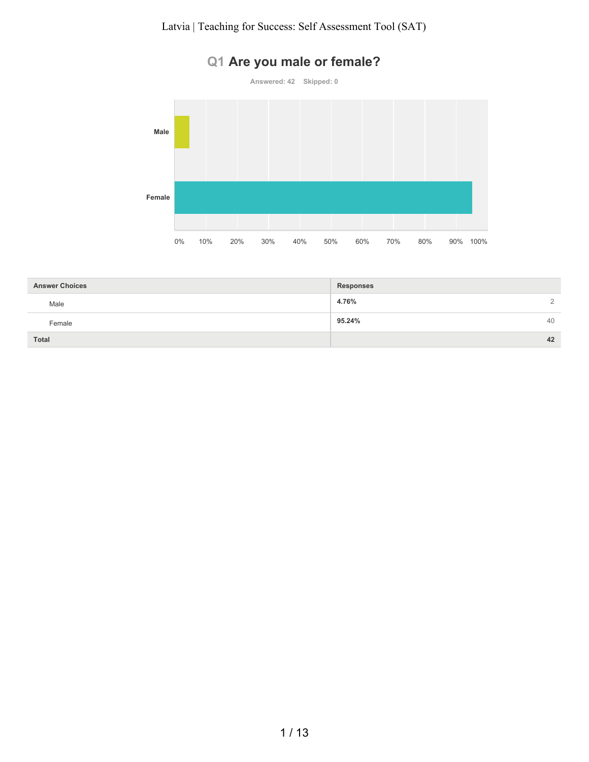# Latvia | Teaching for Success: Self Assessment Tool (SAT)

## Q1 Are you male or female?

Answered: 42 Skipped: 0

| Answer Choices | Responses | |
|---|---|---|
| Male | **4.76%** | 2 |
| Female | **95.24%** | 40 |
| **Total** | | **42** |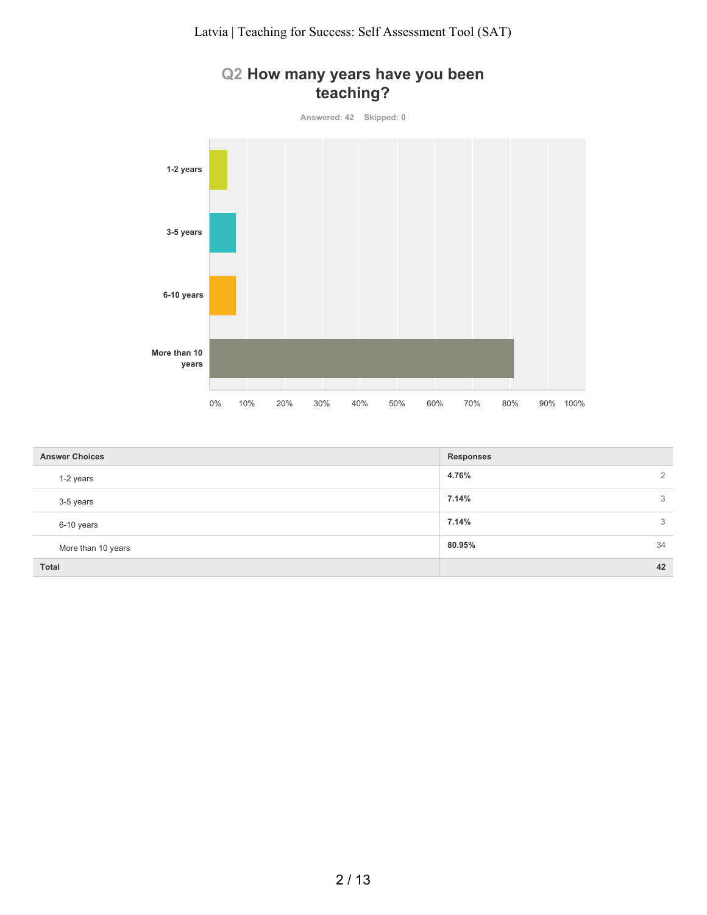## Q2 How many years have you been teaching?

Answered: 42 Skipped: 0

| Answer Choices | Responses | |
|---|---|---|
| 1-2 years | 4.76% | 2 |
| 3-5 years | 7.14% | 3 |
| 6-10 years | 7.14% | 3 |
| More than 10 years | 80.95% | 34 |
| **Total** | | **42** |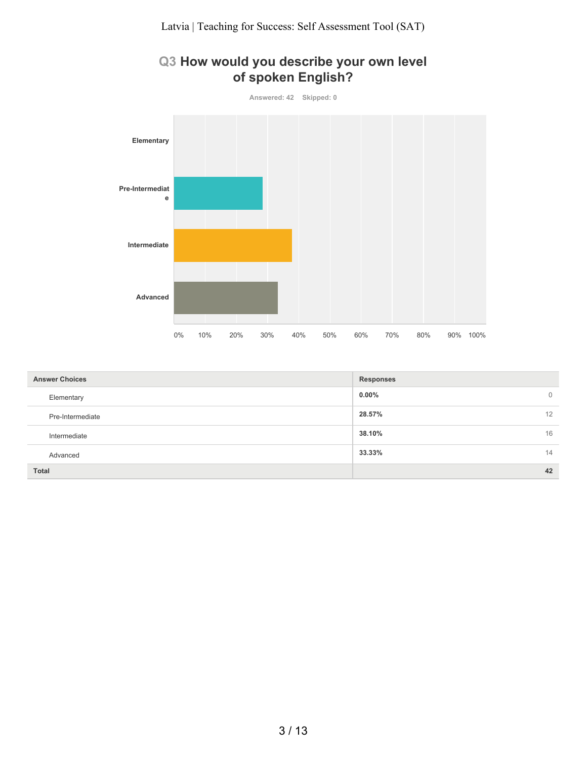## Q3 How would you describe your own level of spoken English?

Answered: 42 Skipped: 0

| Answer Choices | Responses | |
|---|---|---|
| Elementary | 0.00% | 0 |
| Pre-Intermediate | 28.57% | 12 |
| Intermediate | 38.10% | 16 |
| Advanced | 33.33% | 14 |
| **Total** | | **42** |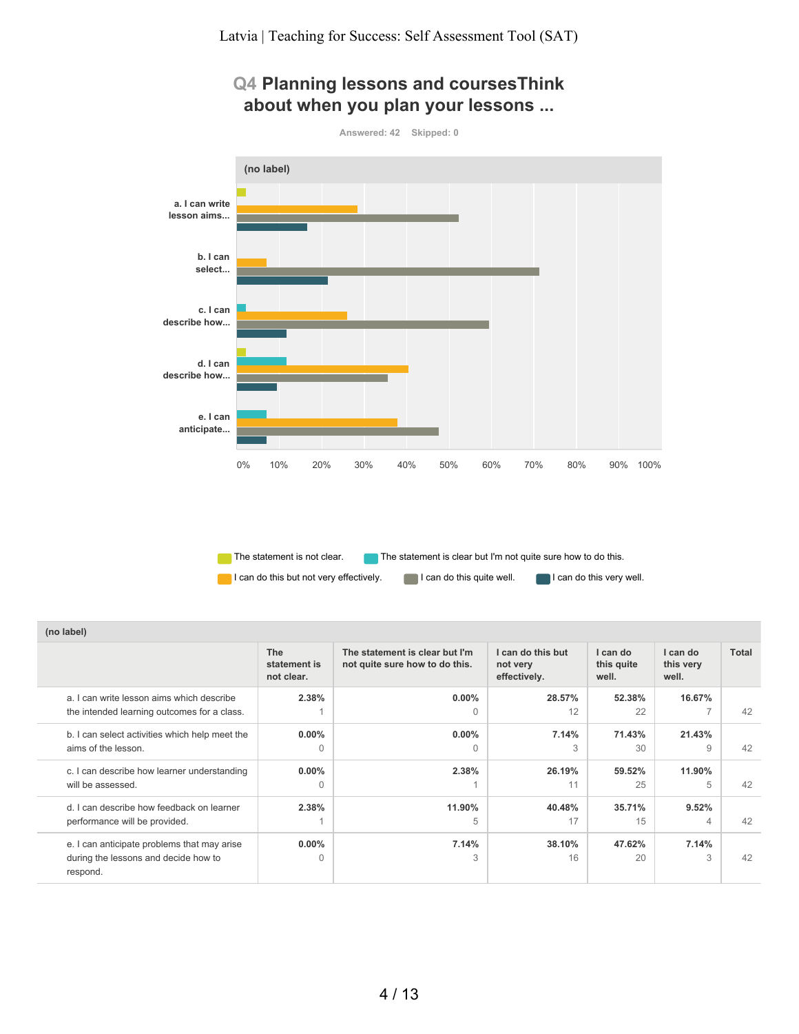Latvia | Teaching for Success: Self Assessment Tool (SAT)

## Q4 Planning lessons and coursesThink about when you plan your lessons ...

Answered: 42 Skipped: 0

(no label)

a. I can write lesson aims...

b. I can select...

c. I can describe how...

d. I can describe how...

e. I can anticipate...

0% 10% 20% 30% 40% 50% 60% 70% 80% 90% 100%

The statement is not clear. The statement is clear but I'm not quite sure how to do this. I can do this but not very effectively. I can do this quite well. I can do this very well.

| (no label) | The statement is not clear. | The statement is clear but I'm not quite sure how to do this. | I can do this but not very effectively. | I can do this quite well. | I can do this very well. | Total |
|---|---|---|---|---|---|---|
| a. I can write lesson aims which describe the intended learning outcomes for a class. | 2.38%<br>1 | 0.00%<br>0 | 28.57%<br>12 | 52.38%<br>22 | 16.67%<br>7 | 42 |
| b. I can select activities which help meet the aims of the lesson. | 0.00%<br>0 | 0.00%<br>0 | 7.14%<br>3 | 71.43%<br>30 | 21.43%<br>9 | 42 |
| c. I can describe how learner understanding will be assessed. | 0.00%<br>0 | 2.38%<br>1 | 26.19%<br>11 | 59.52%<br>25 | 11.90%<br>5 | 42 |
| d. I can describe how feedback on learner performance will be provided. | 2.38%<br>1 | 11.90%<br>5 | 40.48%<br>17 | 35.71%<br>15 | 9.52%<br>4 | 42 |
| e. I can anticipate problems that may arise during the lessons and decide how to respond. | 0.00%<br>0 | 7.14%<br>3 | 38.10%<br>16 | 47.62%<br>20 | 7.14%<br>3 | 42 |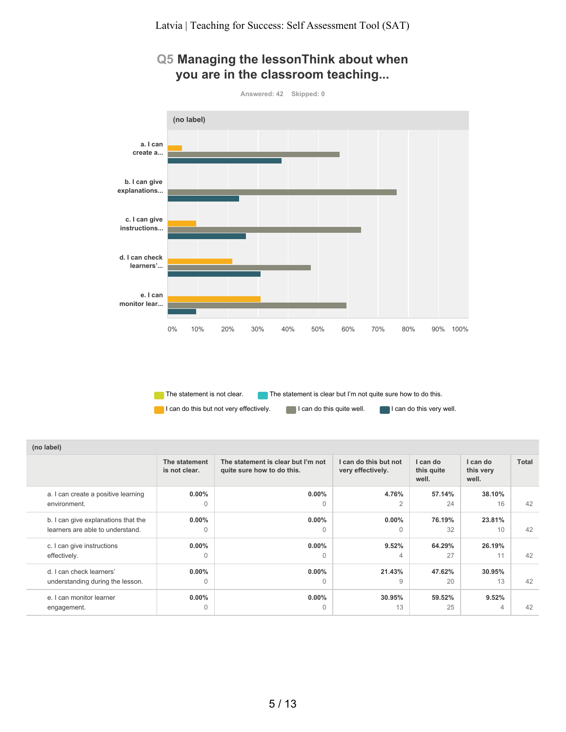## Q5 Managing the lessonThink about when you are in the classroom teaching...

Answered: 42 Skipped: 0

(no label)

a. I can create a...

b. I can give explanations...

c. I can give instructions...

d. I can check learners'...

e. I can monitor lear...

0% 10% 20% 30% 40% 50% 60% 70% 80% 90% 100%

The statement is not clear. The statement is clear but I'm not quite sure how to do this.

I can do this but not very effectively. I can do this quite well. I can do this very well.

| (no label) | The statement is not clear. | The statement is clear but I'm not quite sure how to do this. | I can do this but not very effectively. | I can do this quite well. | I can do this very well. | Total |
|---|---|---|---|---|---|---|
| a. I can create a positive learning environment. | 0.00% 0 | 0.00% 0 | 4.76% 2 | 57.14% 24 | 38.10% 16 | 42 |
| b. I can give explanations that the learners are able to understand. | 0.00% 0 | 0.00% 0 | 0.00% 0 | 76.19% 32 | 23.81% 10 | 42 |
| c. I can give instructions effectively. | 0.00% 0 | 0.00% 0 | 9.52% 4 | 64.29% 27 | 26.19% 11 | 42 |
| d. I can check learners' understanding during the lesson. | 0.00% 0 | 0.00% 0 | 21.43% 9 | 47.62% 20 | 30.95% 13 | 42 |
| e. I can monitor learner engagement. | 0.00% 0 | 0.00% 0 | 30.95% 13 | 59.52% 25 | 9.52% 4 | 42 |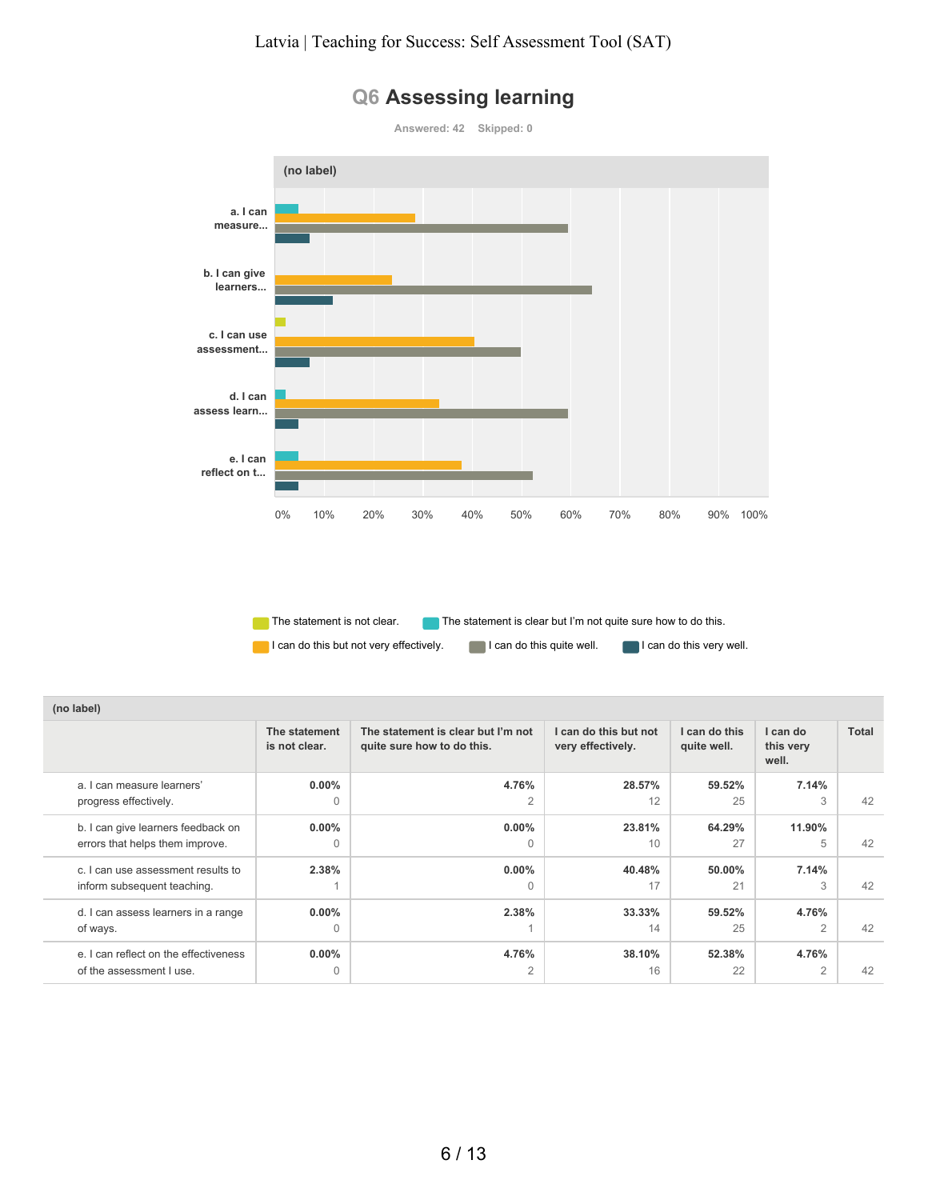## Q6 Assessing learning

Answered: 42  Skipped: 0

(no label)

a. I can measure...

b. I can give learners...

c. I can use assessment...

d. I can assess learn...

e. I can reflect on t...

0% 10% 20% 30% 40% 50% 60% 70% 80% 90% 100%

The statement is not clear. The statement is clear but I'm not quite sure how to do this. I can do this but not very effectively. I can do this quite well. I can do this very well.

| (no label) | The statement is not clear. | The statement is clear but I'm not quite sure how to do this. | I can do this but not very effectively. | I can do this quite well. | I can do this very well. | Total |
|---|---|---|---|---|---|---|
| a. I can measure learners' progress effectively. | **0.00%** 0 | **4.76%** 2 | **28.57%** 12 | **59.52%** 25 | **7.14%** 3 | 42 |
| b. I can give learners feedback on errors that helps them improve. | **0.00%** 0 | **0.00%** 0 | **23.81%** 10 | **64.29%** 27 | **11.90%** 5 | 42 |
| c. I can use assessment results to inform subsequent teaching. | **2.38%** 1 | **0.00%** 0 | **40.48%** 17 | **50.00%** 21 | **7.14%** 3 | 42 |
| d. I can assess learners in a range of ways. | **0.00%** 0 | **2.38%** 1 | **33.33%** 14 | **59.52%** 25 | **4.76%** 2 | 42 |
| e. I can reflect on the effectiveness of the assessment I use. | **0.00%** 0 | **4.76%** 2 | **38.10%** 16 | **52.38%** 22 | **4.76%** 2 | 42 |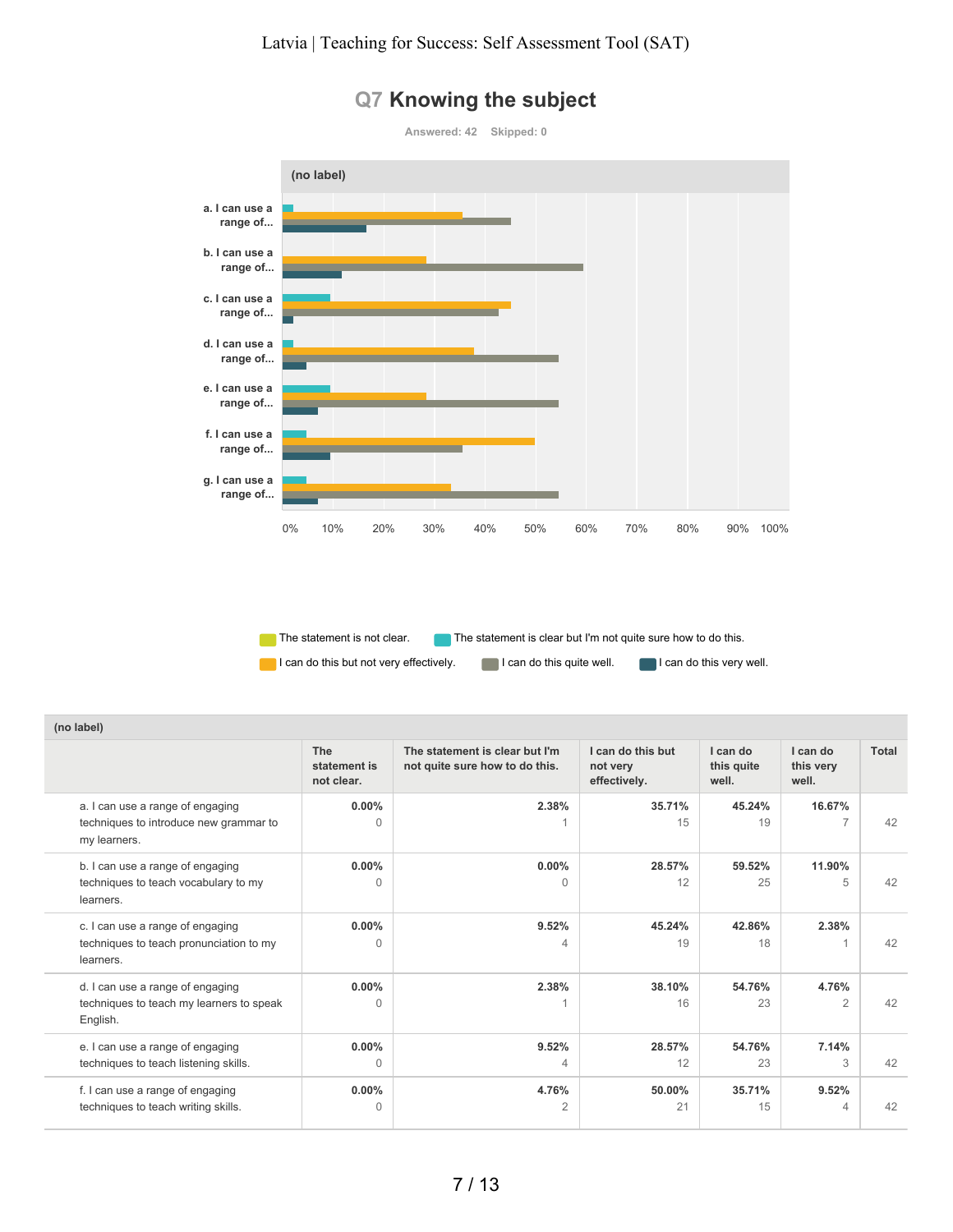## Q7 Knowing the subject

Answered: 42 Skipped: 0

(no label)

| (no label) | The statement is not clear. | The statement is clear but I'm not quite sure how to do this. | I can do this but not very effectively. | I can do this quite well. | I can do this very well. | Total |
|---|---|---|---|---|---|---|
| a. I can use a range of engaging techniques to introduce new grammar to my learners. | 0.00% 0 | 2.38% 1 | 35.71% 15 | 45.24% 19 | 16.67% 7 | 42 |
| b. I can use a range of engaging techniques to teach vocabulary to my learners. | 0.00% 0 | 0.00% 0 | 28.57% 12 | 59.52% 25 | 11.90% 5 | 42 |
| c. I can use a range of engaging techniques to teach pronunciation to my learners. | 0.00% 0 | 9.52% 4 | 45.24% 19 | 42.86% 18 | 2.38% 1 | 42 |
| d. I can use a range of engaging techniques to teach my learners to speak English. | 0.00% 0 | 2.38% 1 | 38.10% 16 | 54.76% 23 | 4.76% 2 | 42 |
| e. I can use a range of engaging techniques to teach listening skills. | 0.00% 0 | 9.52% 4 | 28.57% 12 | 54.76% 23 | 7.14% 3 | 42 |
| f. I can use a range of engaging techniques to teach writing skills. | 0.00% 0 | 4.76% 2 | 50.00% 21 | 35.71% 15 | 9.52% 4 | 42 |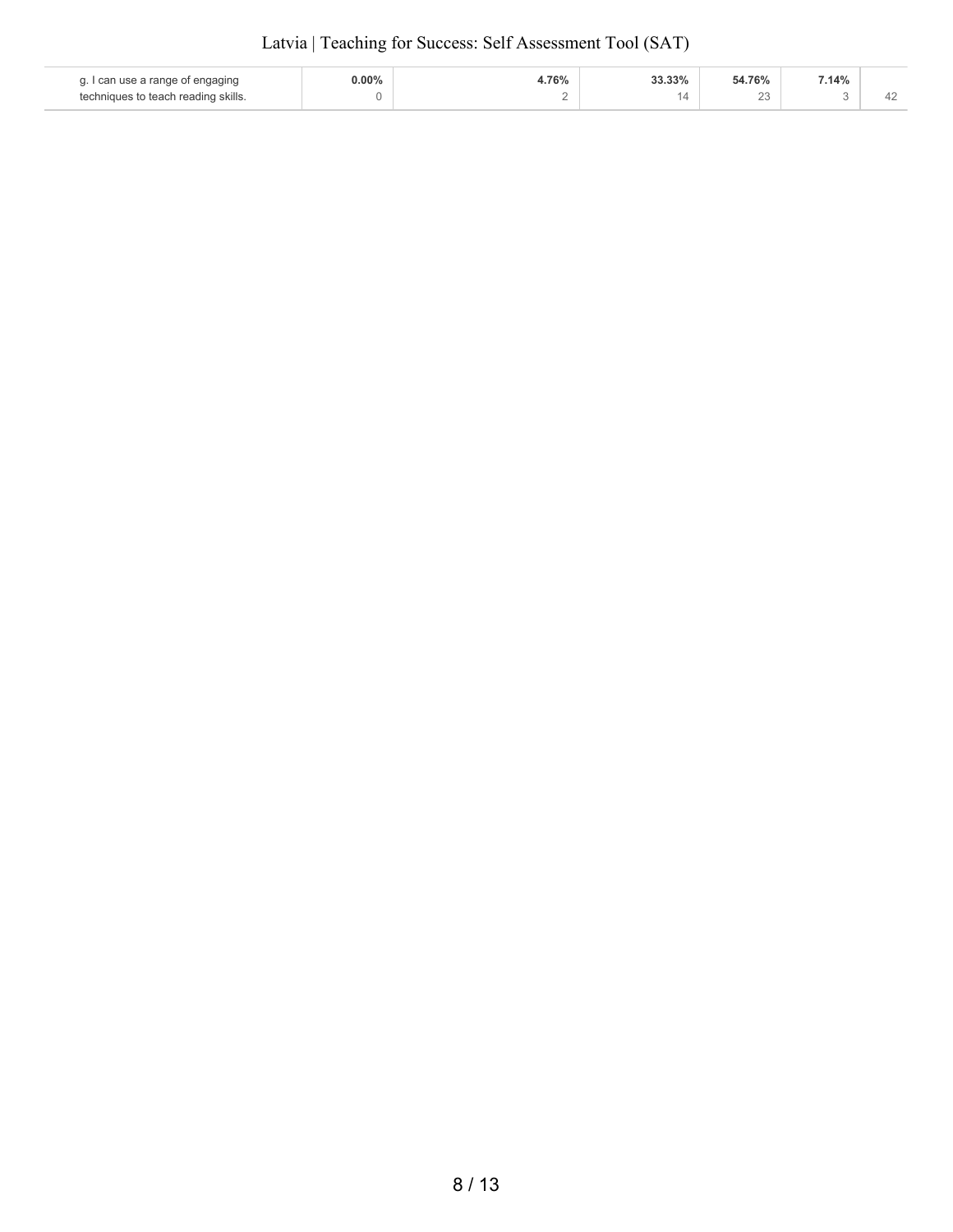| | | | | | | |
|---|---|---|---|---|---|---|
| g. I can use a range of engaging techniques to teach reading skills. | **0.00%**<br>0 | **4.76%**<br>2 | **33.33%**<br>14 | **54.76%**<br>23 | **7.14%**<br>3 | 42 |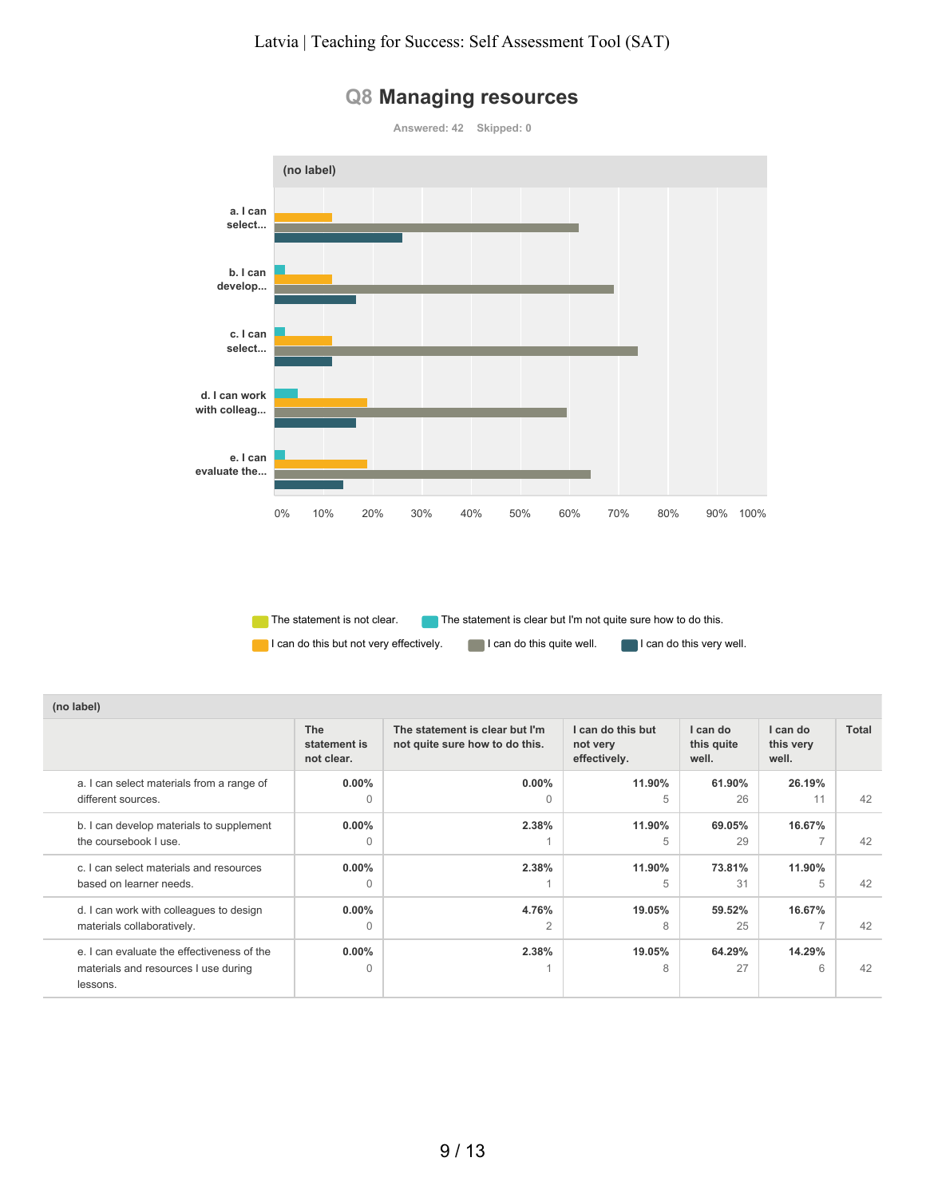# Q8 Managing resources

Answered: 42 Skipped: 0

| (no label) | The statement is not clear. | The statement is clear but I'm not quite sure how to do this. | I can do this but not very effectively. | I can do this quite well. | I can do this very well. | Total |
|---|---|---|---|---|---|---|
| a. I can select materials from a range of different sources. | 0.00% 0 | 0.00% 0 | 11.90% 5 | 61.90% 26 | 26.19% 11 | 42 |
| b. I can develop materials to supplement the coursebook I use. | 0.00% 0 | 2.38% 1 | 11.90% 5 | 69.05% 29 | 16.67% 7 | 42 |
| c. I can select materials and resources based on learner needs. | 0.00% 0 | 2.38% 1 | 11.90% 5 | 73.81% 31 | 11.90% 5 | 42 |
| d. I can work with colleagues to design materials collaboratively. | 0.00% 0 | 4.76% 2 | 19.05% 8 | 59.52% 25 | 16.67% 7 | 42 |
| e. I can evaluate the effectiveness of the materials and resources I use during lessons. | 0.00% 0 | 2.38% 1 | 19.05% 8 | 64.29% 27 | 14.29% 6 | 42 |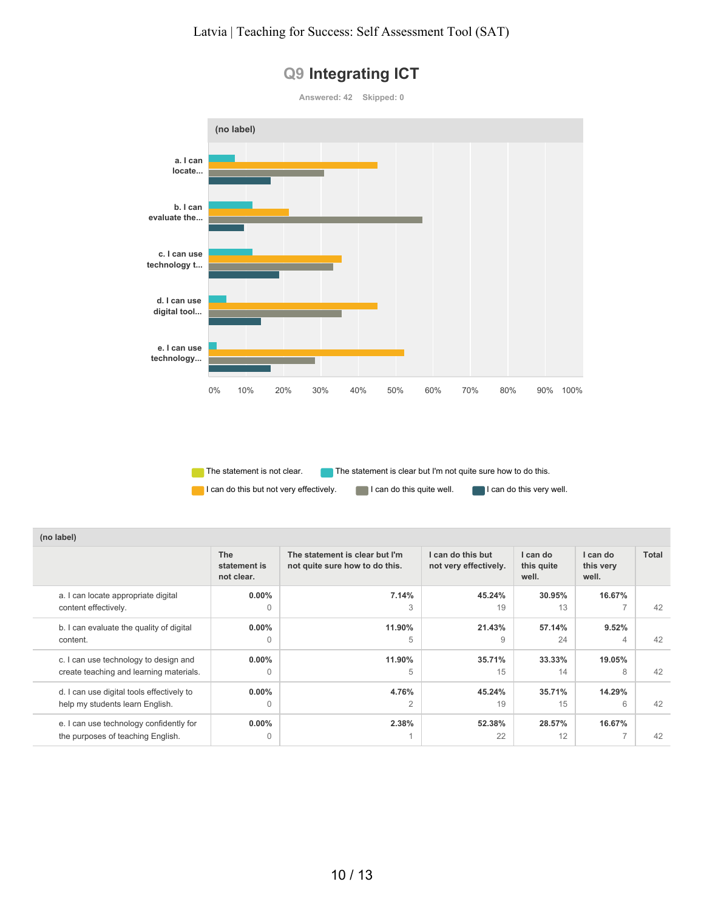## Q9 Integrating ICT

Answered: 42 Skipped: 0

| (no label) | The statement is not clear. | The statement is clear but I'm not quite sure how to do this. | I can do this but not very effectively. | I can do this quite well. | I can do this very well. | Total |
|---|---|---|---|---|---|---|
| a. I can locate appropriate digital content effectively. | 0.00%<br>0 | 7.14%<br>3 | 45.24%<br>19 | 30.95%<br>13 | 16.67%<br>7 | 42 |
| b. I can evaluate the quality of digital content. | 0.00%<br>0 | 11.90%<br>5 | 21.43%<br>9 | 57.14%<br>24 | 9.52%<br>4 | 42 |
| c. I can use technology to design and create teaching and learning materials. | 0.00%<br>0 | 11.90%<br>5 | 35.71%<br>15 | 33.33%<br>14 | 19.05%<br>8 | 42 |
| d. I can use digital tools effectively to help my students learn English. | 0.00%<br>0 | 4.76%<br>2 | 45.24%<br>19 | 35.71%<br>15 | 14.29%<br>6 | 42 |
| e. I can use technology confidently for the purposes of teaching English. | 0.00%<br>0 | 2.38%<br>1 | 52.38%<br>22 | 28.57%<br>12 | 16.67%<br>7 | 42 |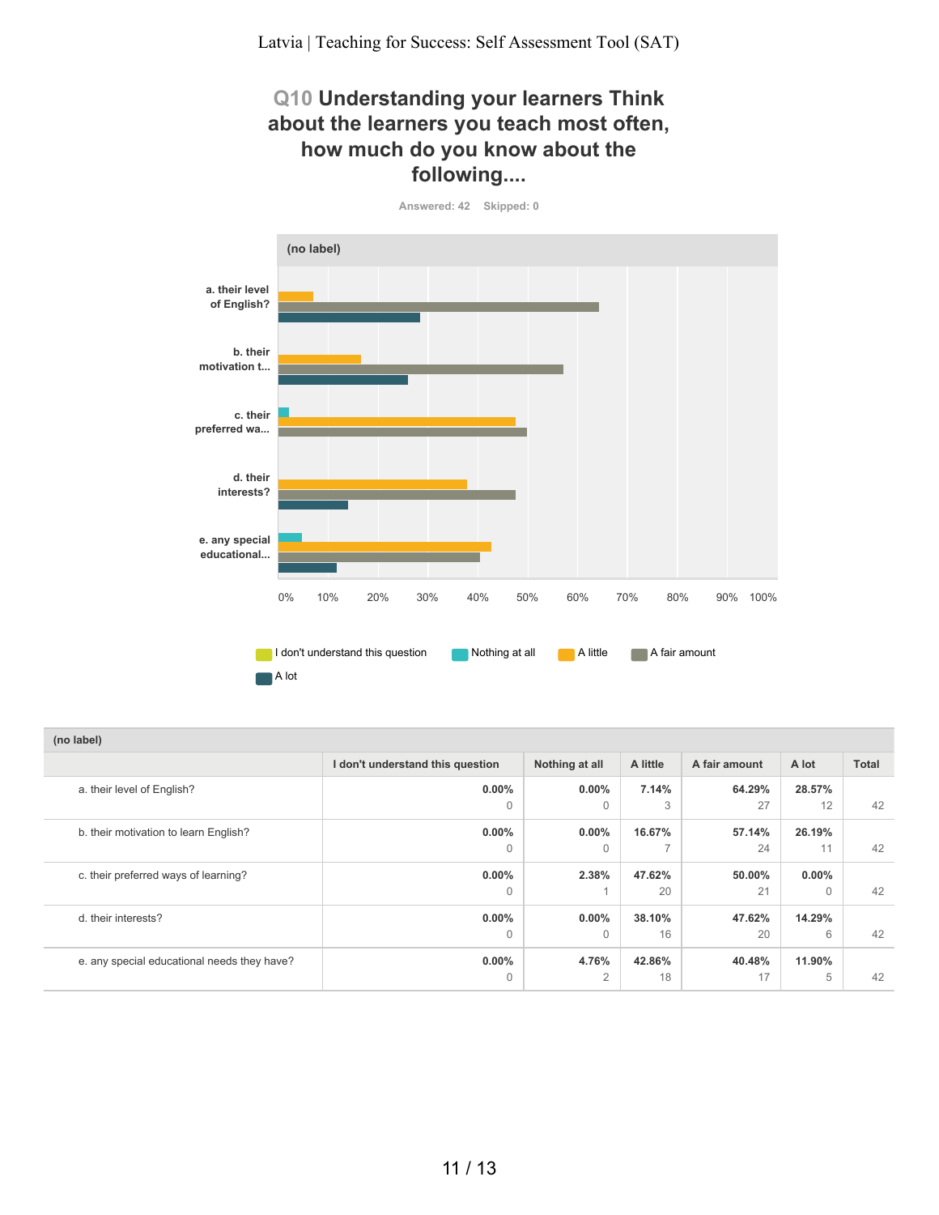## Q10 Understanding your learners Think about the learners you teach most often, how much do you know about the following....

Answered: 42 Skipped: 0

| (no label) | I don't understand this question | Nothing at all | A little | A fair amount | A lot | Total |
|---|---|---|---|---|---|---|
| a. their level of English? | 0.00%<br>0 | 0.00%<br>0 | 7.14%<br>3 | 64.29%<br>27 | 28.57%<br>12 | 42 |
| b. their motivation to learn English? | 0.00%<br>0 | 0.00%<br>0 | 16.67%<br>7 | 57.14%<br>24 | 26.19%<br>11 | 42 |
| c. their preferred ways of learning? | 0.00%<br>0 | 2.38%<br>1 | 47.62%<br>20 | 50.00%<br>21 | 0.00%<br>0 | 42 |
| d. their interests? | 0.00%<br>0 | 0.00%<br>0 | 38.10%<br>16 | 47.62%<br>20 | 14.29%<br>6 | 42 |
| e. any special educational needs they have? | 0.00%<br>0 | 4.76%<br>2 | 42.86%<br>18 | 40.48%<br>17 | 11.90%<br>5 | 42 |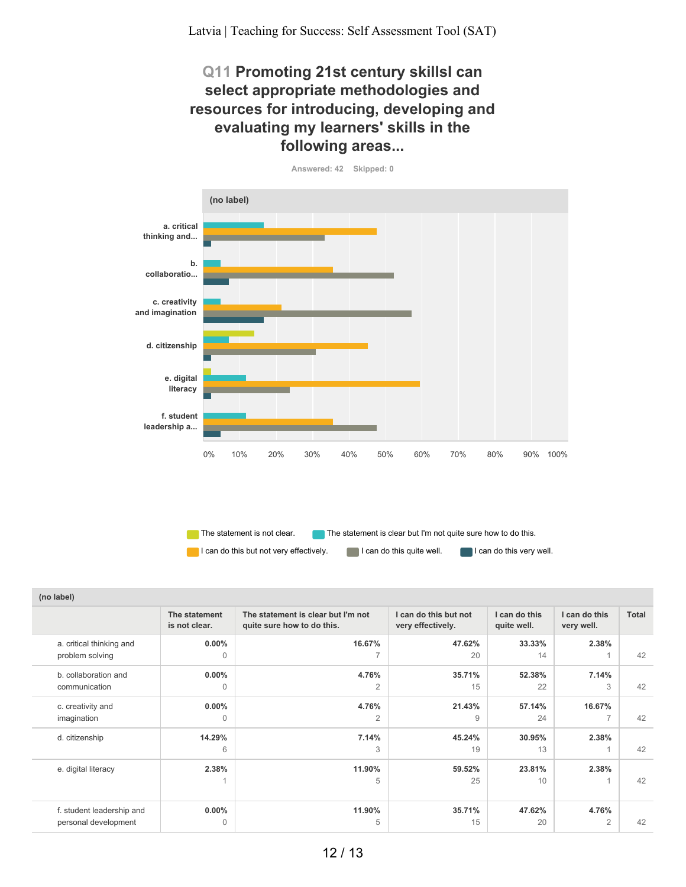## Q11 Promoting 21st century skillsI can select appropriate methodologies and resources for introducing, developing and evaluating my learners' skills in the following areas...

Answered: 42 Skipped: 0

(no label)

- a. critical thinking and...
- b. collaboratio...
- c. creativity and imagination
- d. citizenship
- e. digital literacy
- f. student leadership a...

0% 10% 20% 30% 40% 50% 60% 70% 80% 90% 100%

The statement is not clear. The statement is clear but I'm not quite sure how to do this. I can do this but not very effectively. I can do this quite well. I can do this very well.

| (no label) | The statement is not clear. | The statement is clear but I'm not quite sure how to do this. | I can do this but not very effectively. | I can do this quite well. | I can do this very well. | Total |
|---|---|---|---|---|---|---|
| a. critical thinking and problem solving | **0.00%** 0 | **16.67%** 7 | **47.62%** 20 | **33.33%** 14 | **2.38%** 1 | 42 |
| b. collaboration and communication | **0.00%** 0 | **4.76%** 2 | **35.71%** 15 | **52.38%** 22 | **7.14%** 3 | 42 |
| c. creativity and imagination | **0.00%** 0 | **4.76%** 2 | **21.43%** 9 | **57.14%** 24 | **16.67%** 7 | 42 |
| d. citizenship | **14.29%** 6 | **7.14%** 3 | **45.24%** 19 | **30.95%** 13 | **2.38%** 1 | 42 |
| e. digital literacy | **2.38%** 1 | **11.90%** 5 | **59.52%** 25 | **23.81%** 10 | **2.38%** 1 | 42 |
| f. student leadership and personal development | **0.00%** 0 | **11.90%** 5 | **35.71%** 15 | **47.62%** 20 | **4.76%** 2 | 42 |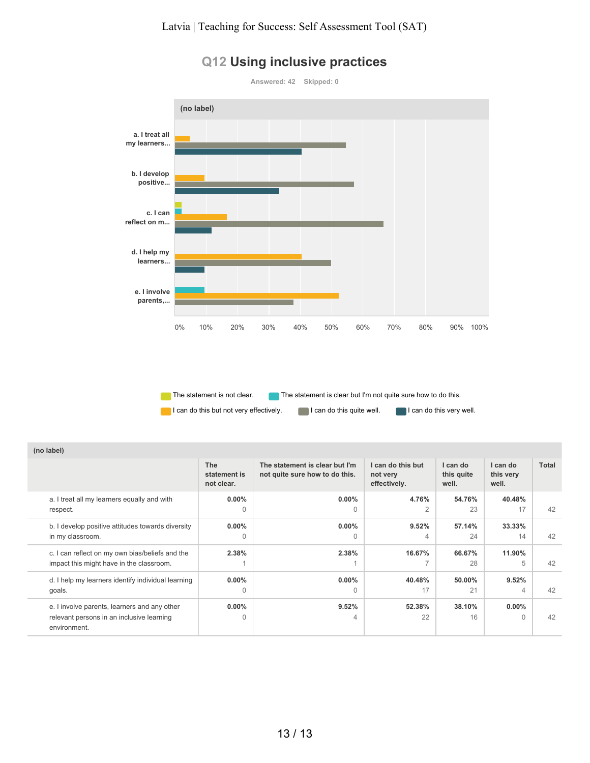## Q12 Using inclusive practices

Answered: 42 Skipped: 0

(no label)

a. I treat all my learners...

b. I develop positive...

c. I can reflect on m...

d. I help my learners...

e. I involve parents,...

0% 10% 20% 30% 40% 50% 60% 70% 80% 90% 100%

The statement is not clear.
The statement is clear but I'm not quite sure how to do this.
I can do this but not very effectively.
I can do this quite well.
I can do this very well.

| (no label) | The statement is not clear. | The statement is clear but I'm not quite sure how to do this. | I can do this but not very effectively. | I can do this quite well. | I can do this very well. | Total |
|---|---|---|---|---|---|---|
| a. I treat all my learners equally and with respect. | 0.00% 0 | 0.00% 0 | 4.76% 2 | 54.76% 23 | 40.48% 17 | 42 |
| b. I develop positive attitudes towards diversity in my classroom. | 0.00% 0 | 0.00% 0 | 9.52% 4 | 57.14% 24 | 33.33% 14 | 42 |
| c. I can reflect on my own bias/beliefs and the impact this might have in the classroom. | 2.38% 1 | 2.38% 1 | 16.67% 7 | 66.67% 28 | 11.90% 5 | 42 |
| d. I help my learners identify individual learning goals. | 0.00% 0 | 0.00% 0 | 40.48% 17 | 50.00% 21 | 9.52% 4 | 42 |
| e. I involve parents, learners and any other relevant persons in an inclusive learning environment. | 0.00% 0 | 9.52% 4 | 52.38% 22 | 38.10% 16 | 0.00% 0 | 42 |